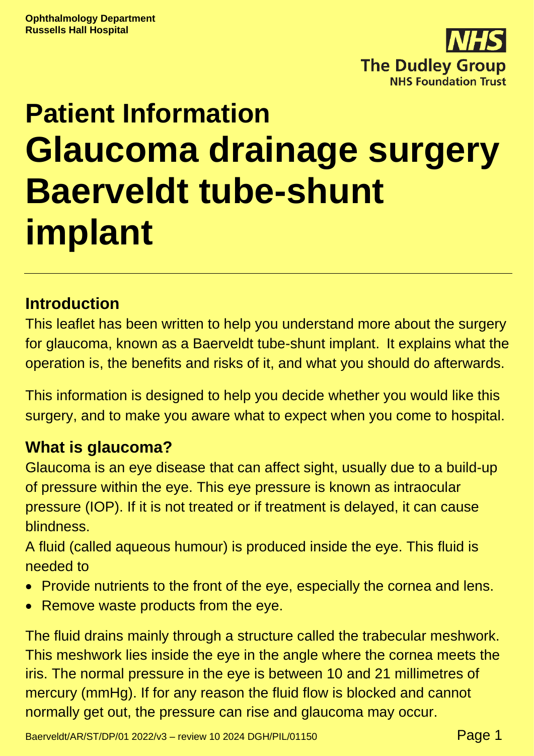Ophthalmology Department
Russells Hall Hospital

# Patient Information

# Glaucoma drainage surgery Baerveldt tube-shunt implant

---

## Introduction

This leaflet has been written to help you understand more about the surgery for glaucoma, known as a Baerveldt tube-shunt implant. It explains what the operation is, the benefits and risks of it, and what you should do afterwards.

This information is designed to help you decide whether you would like this surgery, and to make you aware what to expect when you come to hospital.

## What is glaucoma?

Glaucoma is an eye disease that can affect sight, usually due to a build-up of pressure within the eye. This eye pressure is known as intraocular pressure (IOP). If it is not treated or if treatment is delayed, it can cause blindness.

A fluid (called aqueous humour) is produced inside the eye. This fluid is needed to

- Provide nutrients to the front of the eye, especially the cornea and lens.
- Remove waste products from the eye.

The fluid drains mainly through a structure called the trabecular meshwork. This meshwork lies inside the eye in the angle where the cornea meets the iris. The normal pressure in the eye is between 10 and 21 millimetres of mercury (mmHg). If for any reason the fluid flow is blocked and cannot normally get out, the pressure can rise and glaucoma may occur.

Baerveldt/AR/ST/DP/01 2022/v3 – review 10 2024 DGH/PIL/01150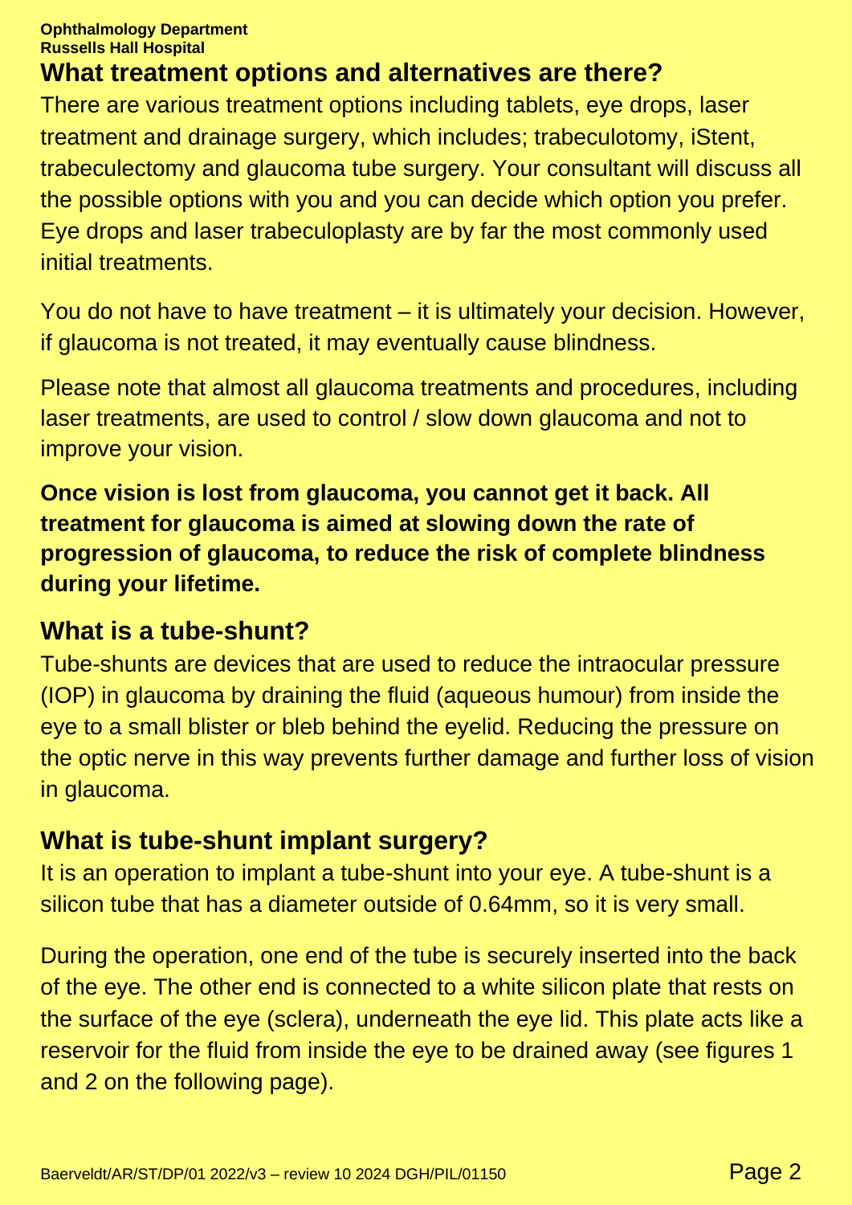## What treatment options and alternatives are there?

There are various treatment options including tablets, eye drops, laser treatment and drainage surgery, which includes; trabeculotomy, iStent, trabeculectomy and glaucoma tube surgery. Your consultant will discuss all the possible options with you and you can decide which option you prefer. Eye drops and laser trabeculoplasty are by far the most commonly used initial treatments.

You do not have to have treatment – it is ultimately your decision. However, if glaucoma is not treated, it may eventually cause blindness.

Please note that almost all glaucoma treatments and procedures, including laser treatments, are used to control / slow down glaucoma and not to improve your vision.

**Once vision is lost from glaucoma, you cannot get it back. All treatment for glaucoma is aimed at slowing down the rate of progression of glaucoma, to reduce the risk of complete blindness during your lifetime.**

## What is a tube-shunt?

Tube-shunts are devices that are used to reduce the intraocular pressure (IOP) in glaucoma by draining the fluid (aqueous humour) from inside the eye to a small blister or bleb behind the eyelid. Reducing the pressure on the optic nerve in this way prevents further damage and further loss of vision in glaucoma.

## What is tube-shunt implant surgery?

It is an operation to implant a tube-shunt into your eye. A tube-shunt is a silicon tube that has a diameter outside of 0.64mm, so it is very small.

During the operation, one end of the tube is securely inserted into the back of the eye. The other end is connected to a white silicon plate that rests on the surface of the eye (sclera), underneath the eye lid. This plate acts like a reservoir for the fluid from inside the eye to be drained away (see figures 1 and 2 on the following page).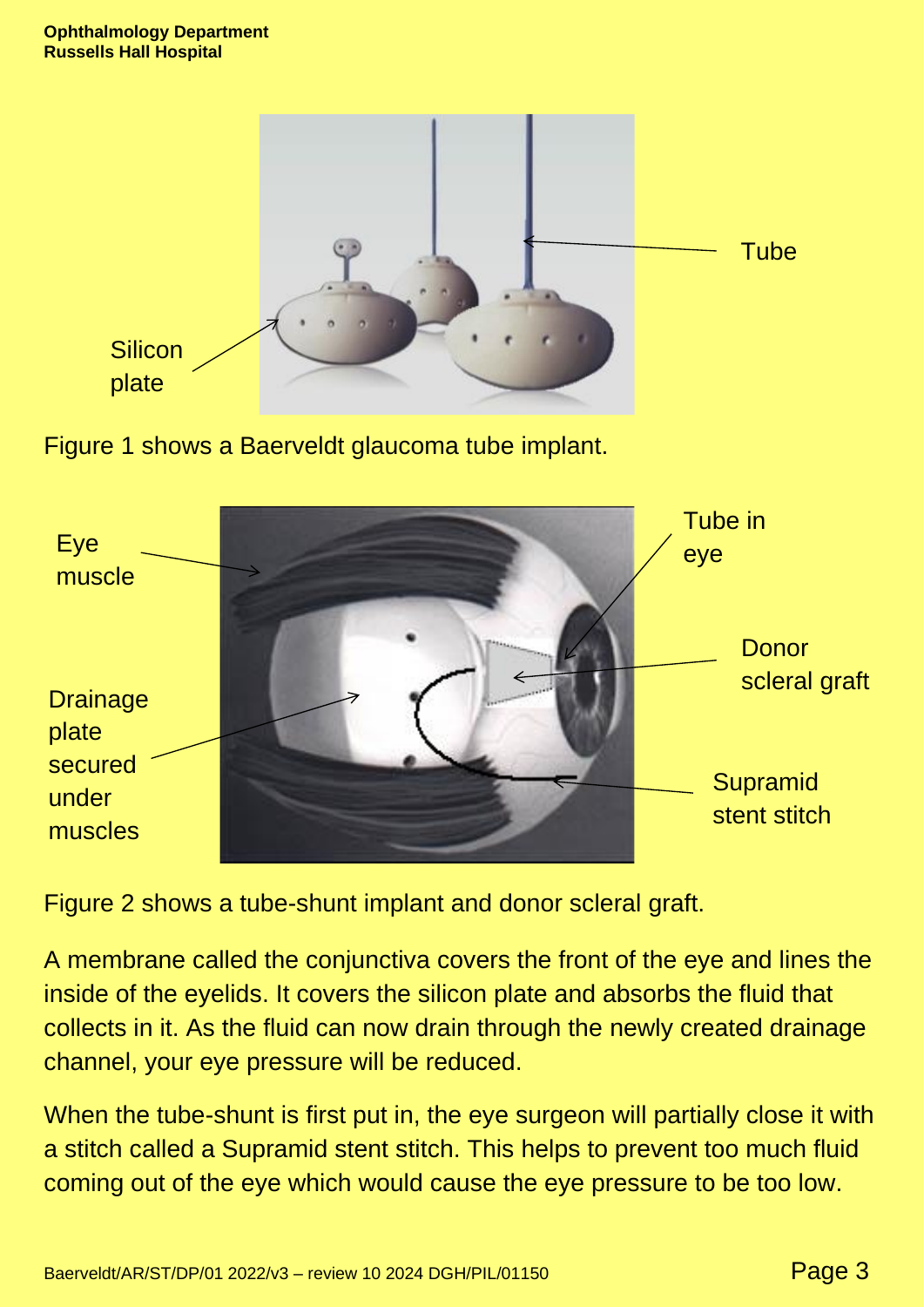Tube

Silicon plate

Figure 1 shows a Baerveldt glaucoma tube implant.

Eye muscle

Tube in eye

Donor scleral graft

Drainage plate secured under muscles

Supramid stent stitch

Figure 2 shows a tube-shunt implant and donor scleral graft.

A membrane called the conjunctiva covers the front of the eye and lines the inside of the eyelids. It covers the silicon plate and absorbs the fluid that collects in it. As the fluid can now drain through the newly created drainage channel, your eye pressure will be reduced.

When the tube-shunt is first put in, the eye surgeon will partially close it with a stitch called a Supramid stent stitch. This helps to prevent too much fluid coming out of the eye which would cause the eye pressure to be too low.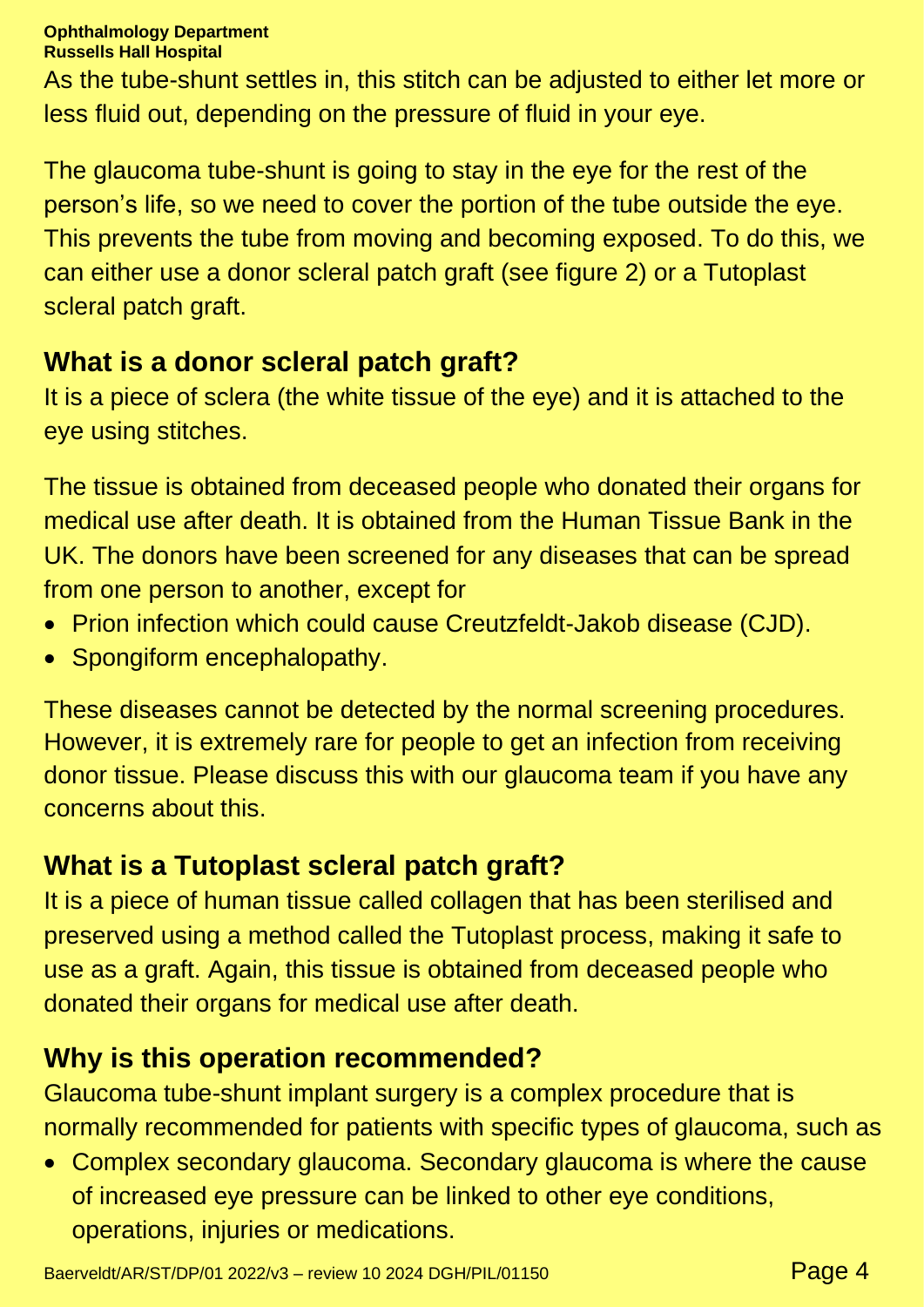As the tube-shunt settles in, this stitch can be adjusted to either let more or less fluid out, depending on the pressure of fluid in your eye.

The glaucoma tube-shunt is going to stay in the eye for the rest of the person's life, so we need to cover the portion of the tube outside the eye. This prevents the tube from moving and becoming exposed. To do this, we can either use a donor scleral patch graft (see figure 2) or a Tutoplast scleral patch graft.

## What is a donor scleral patch graft?

It is a piece of sclera (the white tissue of the eye) and it is attached to the eye using stitches.

The tissue is obtained from deceased people who donated their organs for medical use after death. It is obtained from the Human Tissue Bank in the UK. The donors have been screened for any diseases that can be spread from one person to another, except for

- Prion infection which could cause Creutzfeldt-Jakob disease (CJD).
- Spongiform encephalopathy.

These diseases cannot be detected by the normal screening procedures. However, it is extremely rare for people to get an infection from receiving donor tissue. Please discuss this with our glaucoma team if you have any concerns about this.

## What is a Tutoplast scleral patch graft?

It is a piece of human tissue called collagen that has been sterilised and preserved using a method called the Tutoplast process, making it safe to use as a graft. Again, this tissue is obtained from deceased people who donated their organs for medical use after death.

## Why is this operation recommended?

Glaucoma tube-shunt implant surgery is a complex procedure that is normally recommended for patients with specific types of glaucoma, such as

- Complex secondary glaucoma. Secondary glaucoma is where the cause of increased eye pressure can be linked to other eye conditions, operations, injuries or medications.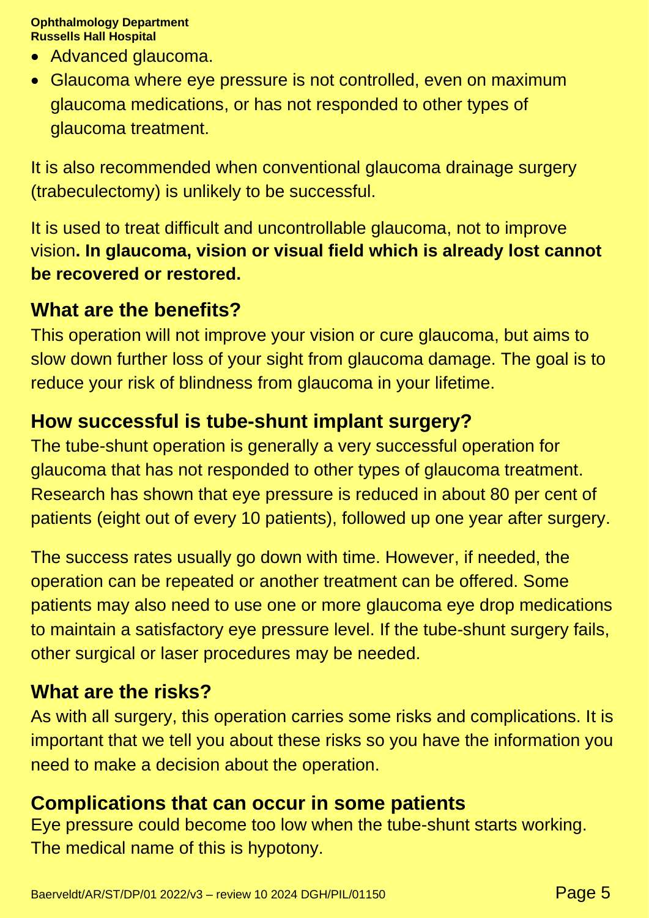- Advanced glaucoma.
- Glaucoma where eye pressure is not controlled, even on maximum glaucoma medications, or has not responded to other types of glaucoma treatment.

It is also recommended when conventional glaucoma drainage surgery (trabeculectomy) is unlikely to be successful.

It is used to treat difficult and uncontrollable glaucoma, not to improve vision**. In glaucoma, vision or visual field which is already lost cannot be recovered or restored.**

## What are the benefits?

This operation will not improve your vision or cure glaucoma, but aims to slow down further loss of your sight from glaucoma damage. The goal is to reduce your risk of blindness from glaucoma in your lifetime.

## How successful is tube-shunt implant surgery?

The tube-shunt operation is generally a very successful operation for glaucoma that has not responded to other types of glaucoma treatment. Research has shown that eye pressure is reduced in about 80 per cent of patients (eight out of every 10 patients), followed up one year after surgery.

The success rates usually go down with time. However, if needed, the operation can be repeated or another treatment can be offered. Some patients may also need to use one or more glaucoma eye drop medications to maintain a satisfactory eye pressure level. If the tube-shunt surgery fails, other surgical or laser procedures may be needed.

## What are the risks?

As with all surgery, this operation carries some risks and complications. It is important that we tell you about these risks so you have the information you need to make a decision about the operation.

## Complications that can occur in some patients

Eye pressure could become too low when the tube-shunt starts working. The medical name of this is hypotony.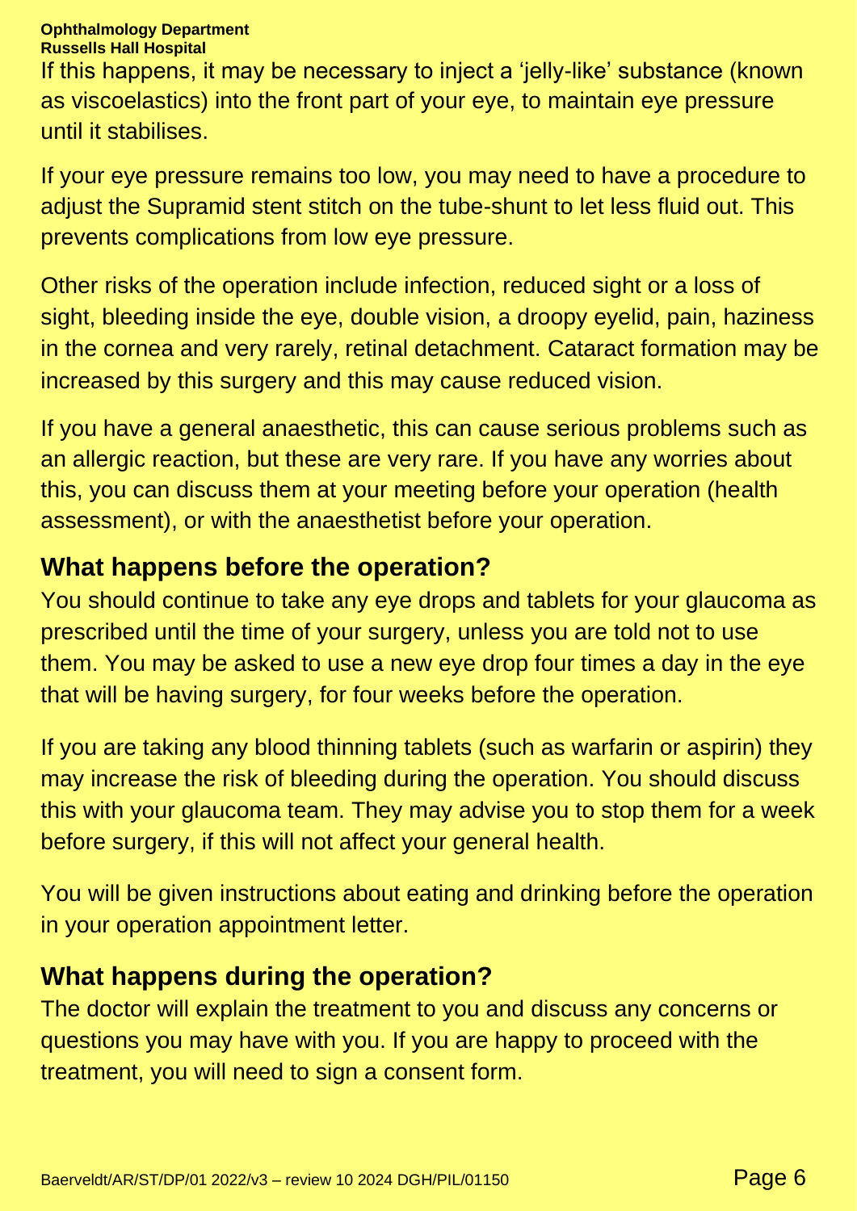If this happens, it may be necessary to inject a 'jelly-like' substance (known as viscoelastics) into the front part of your eye, to maintain eye pressure until it stabilises.

If your eye pressure remains too low, you may need to have a procedure to adjust the Supramid stent stitch on the tube-shunt to let less fluid out. This prevents complications from low eye pressure.

Other risks of the operation include infection, reduced sight or a loss of sight, bleeding inside the eye, double vision, a droopy eyelid, pain, haziness in the cornea and very rarely, retinal detachment. Cataract formation may be increased by this surgery and this may cause reduced vision.

If you have a general anaesthetic, this can cause serious problems such as an allergic reaction, but these are very rare. If you have any worries about this, you can discuss them at your meeting before your operation (health assessment), or with the anaesthetist before your operation.

## What happens before the operation?

You should continue to take any eye drops and tablets for your glaucoma as prescribed until the time of your surgery, unless you are told not to use them. You may be asked to use a new eye drop four times a day in the eye that will be having surgery, for four weeks before the operation.

If you are taking any blood thinning tablets (such as warfarin or aspirin) they may increase the risk of bleeding during the operation. You should discuss this with your glaucoma team. They may advise you to stop them for a week before surgery, if this will not affect your general health.

You will be given instructions about eating and drinking before the operation in your operation appointment letter.

## What happens during the operation?

The doctor will explain the treatment to you and discuss any concerns or questions you may have with you. If you are happy to proceed with the treatment, you will need to sign a consent form.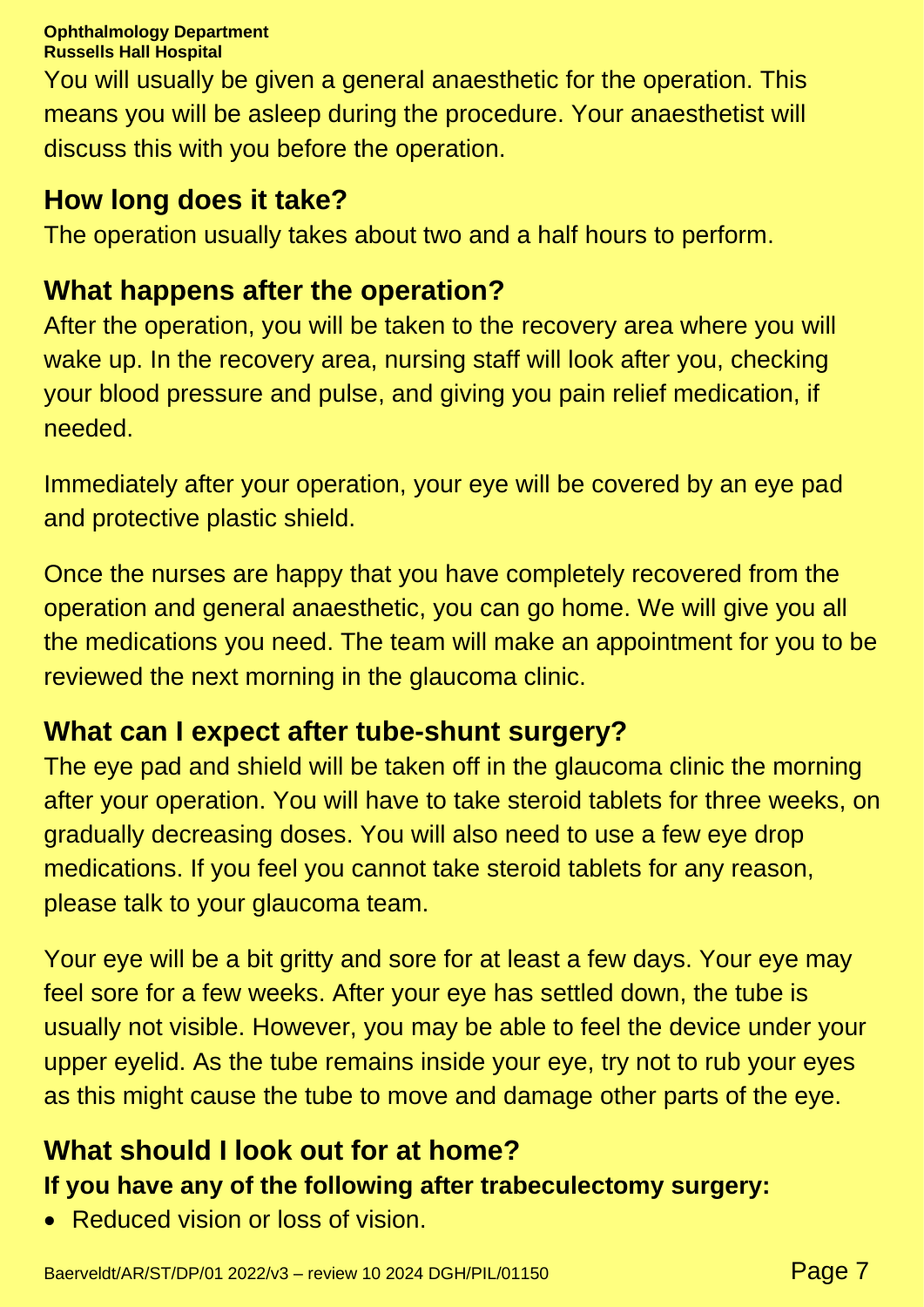You will usually be given a general anaesthetic for the operation. This means you will be asleep during the procedure. Your anaesthetist will discuss this with you before the operation.

## How long does it take?

The operation usually takes about two and a half hours to perform.

## What happens after the operation?

After the operation, you will be taken to the recovery area where you will wake up. In the recovery area, nursing staff will look after you, checking your blood pressure and pulse, and giving you pain relief medication, if needed.

Immediately after your operation, your eye will be covered by an eye pad and protective plastic shield.

Once the nurses are happy that you have completely recovered from the operation and general anaesthetic, you can go home. We will give you all the medications you need. The team will make an appointment for you to be reviewed the next morning in the glaucoma clinic.

## What can I expect after tube-shunt surgery?

The eye pad and shield will be taken off in the glaucoma clinic the morning after your operation. You will have to take steroid tablets for three weeks, on gradually decreasing doses. You will also need to use a few eye drop medications. If you feel you cannot take steroid tablets for any reason, please talk to your glaucoma team.

Your eye will be a bit gritty and sore for at least a few days. Your eye may feel sore for a few weeks. After your eye has settled down, the tube is usually not visible. However, you may be able to feel the device under your upper eyelid. As the tube remains inside your eye, try not to rub your eyes as this might cause the tube to move and damage other parts of the eye.

## What should I look out for at home?

**If you have any of the following after trabeculectomy surgery:**

- Reduced vision or loss of vision.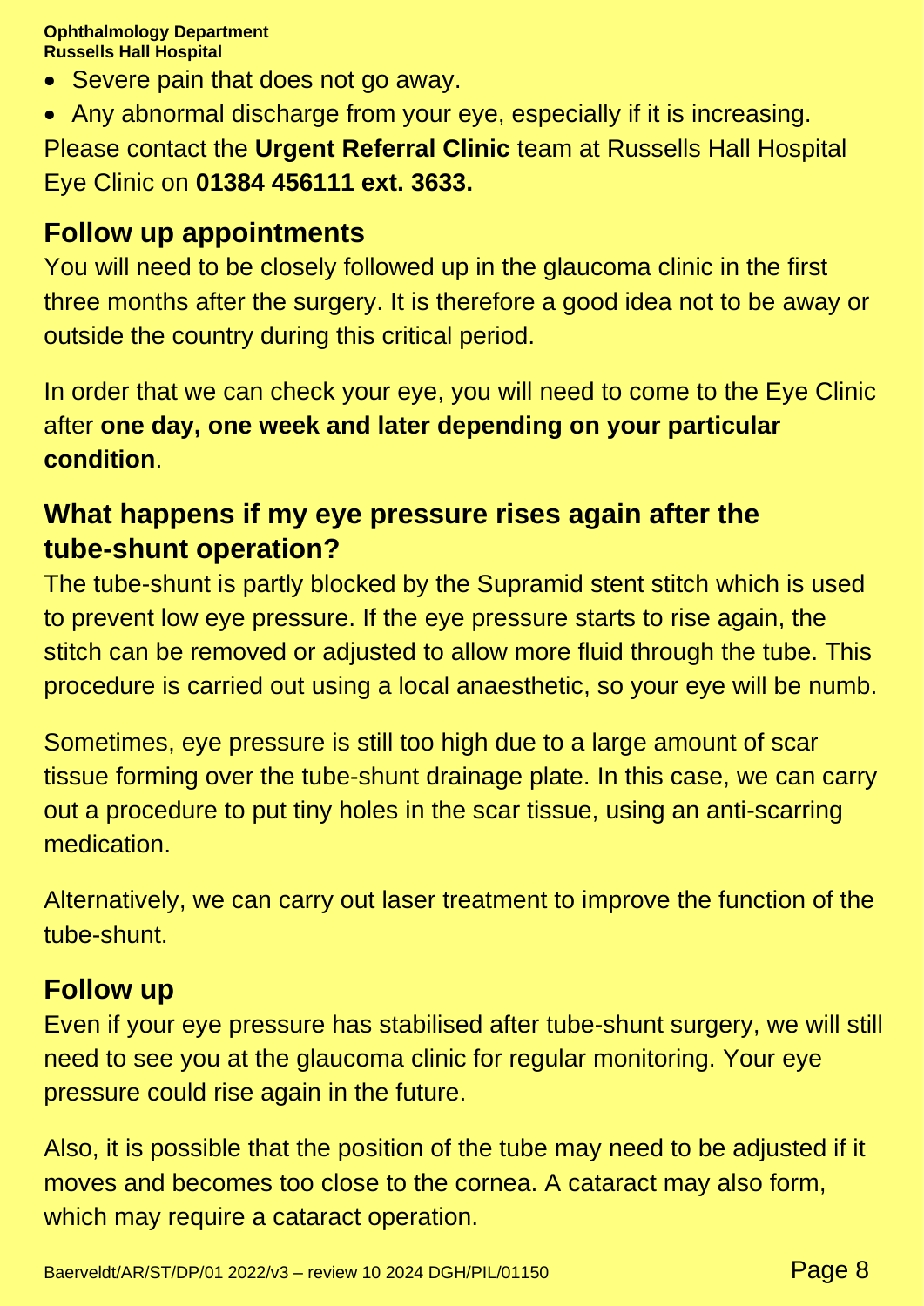- Severe pain that does not go away.
- Any abnormal discharge from your eye, especially if it is increasing.

Please contact the **Urgent Referral Clinic** team at Russells Hall Hospital Eye Clinic on **01384 456111 ext. 3633.**

## Follow up appointments

You will need to be closely followed up in the glaucoma clinic in the first three months after the surgery. It is therefore a good idea not to be away or outside the country during this critical period.

In order that we can check your eye, you will need to come to the Eye Clinic after **one day, one week and later depending on your particular condition**.

## What happens if my eye pressure rises again after the tube-shunt operation?

The tube-shunt is partly blocked by the Supramid stent stitch which is used to prevent low eye pressure. If the eye pressure starts to rise again, the stitch can be removed or adjusted to allow more fluid through the tube. This procedure is carried out using a local anaesthetic, so your eye will be numb.

Sometimes, eye pressure is still too high due to a large amount of scar tissue forming over the tube-shunt drainage plate. In this case, we can carry out a procedure to put tiny holes in the scar tissue, using an anti-scarring medication.

Alternatively, we can carry out laser treatment to improve the function of the tube-shunt.

## Follow up

Even if your eye pressure has stabilised after tube-shunt surgery, we will still need to see you at the glaucoma clinic for regular monitoring. Your eye pressure could rise again in the future.

Also, it is possible that the position of the tube may need to be adjusted if it moves and becomes too close to the cornea. A cataract may also form, which may require a cataract operation.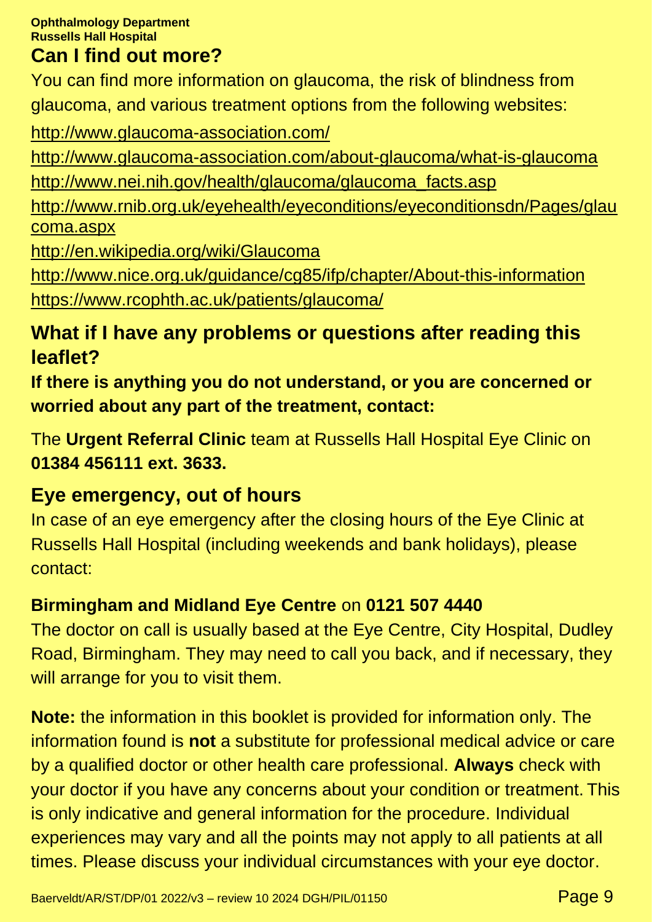## Can I find out more?

You can find more information on glaucoma, the risk of blindness from glaucoma, and various treatment options from the following websites:

http://www.glaucoma-association.com/

http://www.glaucoma-association.com/about-glaucoma/what-is-glaucoma

http://www.nei.nih.gov/health/glaucoma/glaucoma_facts.asp

http://www.rnib.org.uk/eyehealth/eyeconditions/eyeconditionsdn/Pages/glaucoma.aspx

http://en.wikipedia.org/wiki/Glaucoma

http://www.nice.org.uk/guidance/cg85/ifp/chapter/About-this-information

https://www.rcophth.ac.uk/patients/glaucoma/

## What if I have any problems or questions after reading this leaflet?

**If there is anything you do not understand, or you are concerned or worried about any part of the treatment, contact:**

The **Urgent Referral Clinic** team at Russells Hall Hospital Eye Clinic on **01384 456111 ext. 3633.**

## Eye emergency, out of hours

In case of an eye emergency after the closing hours of the Eye Clinic at Russells Hall Hospital (including weekends and bank holidays), please contact:

**Birmingham and Midland Eye Centre** on **0121 507 4440**

The doctor on call is usually based at the Eye Centre, City Hospital, Dudley Road, Birmingham. They may need to call you back, and if necessary, they will arrange for you to visit them.

**Note:** the information in this booklet is provided for information only. The information found is **not** a substitute for professional medical advice or care by a qualified doctor or other health care professional. **Always** check with your doctor if you have any concerns about your condition or treatment. This is only indicative and general information for the procedure. Individual experiences may vary and all the points may not apply to all patients at all times. Please discuss your individual circumstances with your eye doctor.

Baerveldt/AR/ST/DP/01 2022/v3 – review 10 2024 DGH/PIL/01150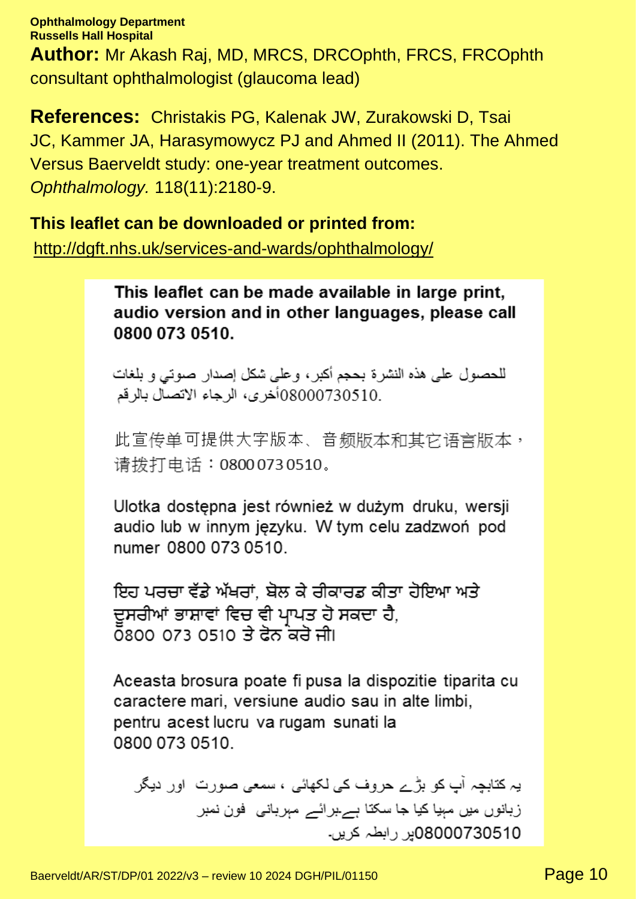**Ophthalmology Department**
**Russells Hall Hospital**

**Author:** Mr Akash Raj, MD, MRCS, DRCOphth, FRCS, FRCOphth consultant ophthalmologist (glaucoma lead)

**References:** Christakis PG, Kalenak JW, Zurakowski D, Tsai JC, Kammer JA, Harasymowycz PJ and Ahmed II (2011). The Ahmed Versus Baerveldt study: one-year treatment outcomes. *Ophthalmology.* 118(11):2180-9.

**This leaflet can be downloaded or printed from:**
http://dgft.nhs.uk/services-and-wards/ophthalmology/

**This leaflet can be made available in large print, audio version and in other languages, please call 0800 073 0510.**

للحصول على هذه النشرة بحجم أكبر، وعلى شكل إصدار صوتي و بلغات أخرى، الرجاء الاتصال بالرقم 08000730510.

此宣传单可提供大字版本、音频版本和其它语言版本，请拨打电话：0800 073 0510。

Ulotka dostępna jest również w dużym druku, wersji audio lub w innym języku. W tym celu zadzwoń pod numer 0800 073 0510.

ਇਹ ਪਰਚਾ ਵੱਡੇ ਅੱਖਰਾਂ, ਬੋਲ ਕੇ ਰੀਕਾਰਡ ਕੀਤਾ ਹੋਇਆ ਅਤੇ ਦੂਸਰੀਆਂ ਭਾਸ਼ਾਵਾਂ ਵਿਚ ਵੀ ਪ੍ਰਾਪਤ ਹੋ ਸਕਦਾ ਹੈ, 0800 073 0510 ਤੇ ਫੋਨ ਕਰੋ ਜੀ।

Aceasta brosura poate fi pusa la dispozitie tiparita cu caractere mari, versiune audio sau in alte limbi, pentru acest lucru va rugam sunati la 0800 073 0510.

یہ کتابچہ آپ کو بڑے حروف کی لکھائی ، سمعی صورت اور دیگر زبانوں میں مہیا کیا جا سکتا ہے۔برائے مہربانی فون نمبر 08000730510پر رابطہ کریں۔

Baerveldt/AR/ST/DP/01 2022/v3 – review 10 2024 DGH/PIL/01150